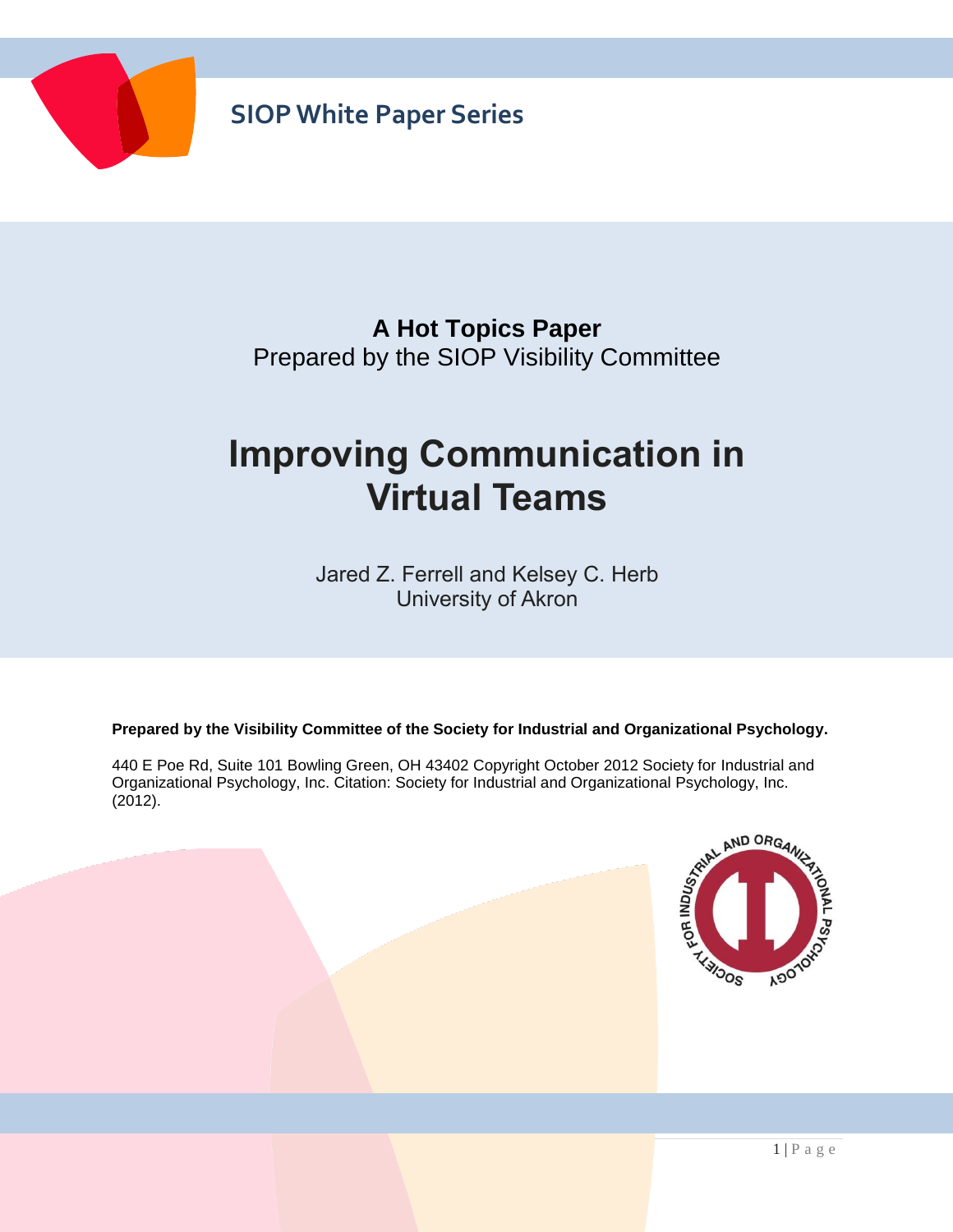SIOP White Paper Series

**A Hot Topics Paper**
Prepared by the SIOP Visibility Committee

# Improving Communication in Virtual Teams

Jared Z. Ferrell and Kelsey C. Herb
University of Akron

**Prepared by the Visibility Committee of the Society for Industrial and Organizational Psychology.**

440 E Poe Rd, Suite 101 Bowling Green, OH 43402 Copyright October 2012 Society for Industrial and Organizational Psychology, Inc. Citation: Society for Industrial and Organizational Psychology, Inc. (2012).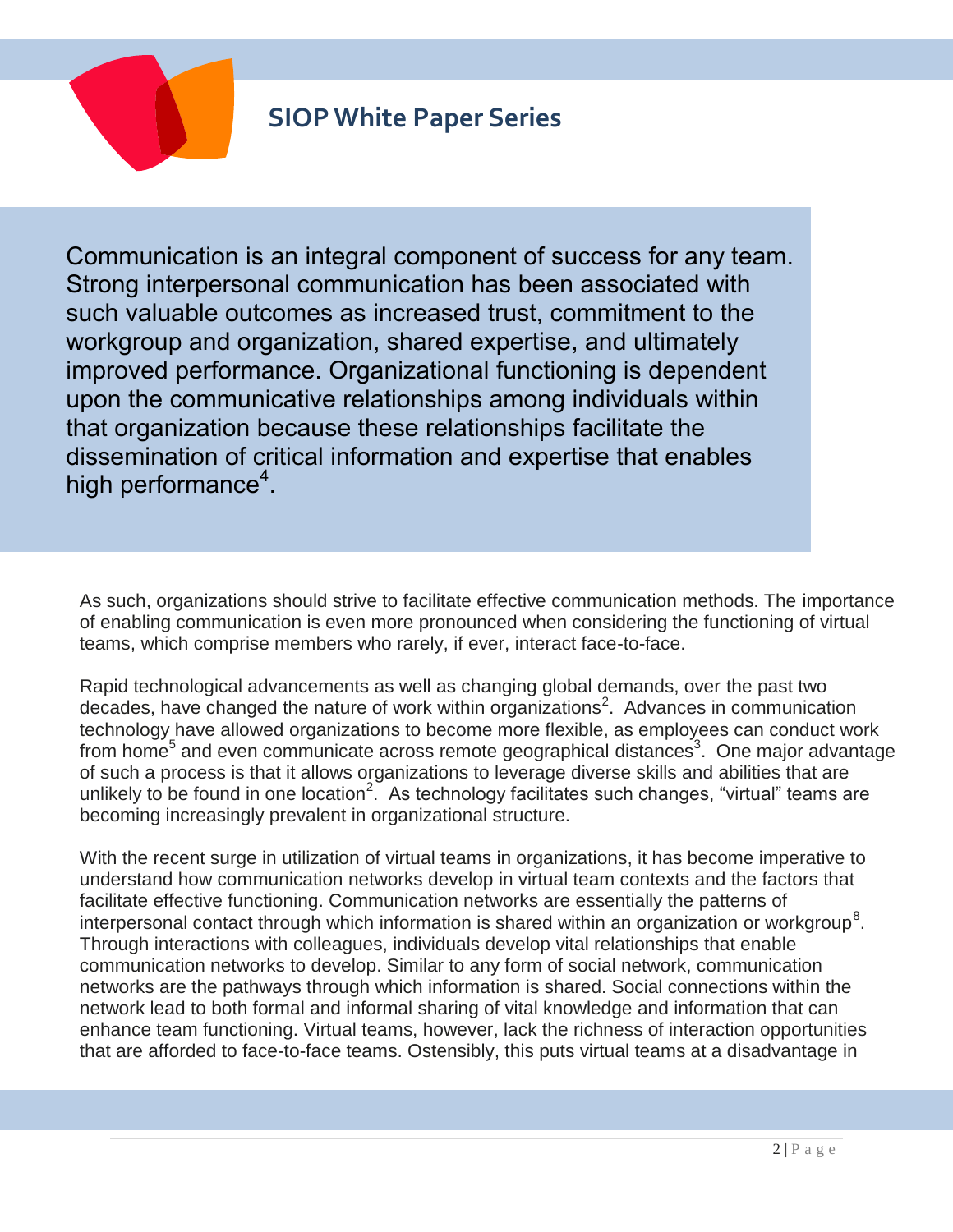Communication is an integral component of success for any team. Strong interpersonal communication has been associated with such valuable outcomes as increased trust, commitment to the workgroup and organization, shared expertise, and ultimately improved performance. Organizational functioning is dependent upon the communicative relationships among individuals within that organization because these relationships facilitate the dissemination of critical information and expertise that enables high performance[4].

As such, organizations should strive to facilitate effective communication methods. The importance of enabling communication is even more pronounced when considering the functioning of virtual teams, which comprise members who rarely, if ever, interact face-to-face.

Rapid technological advancements as well as changing global demands, over the past two decades, have changed the nature of work within organizations[2]. Advances in communication technology have allowed organizations to become more flexible, as employees can conduct work from home[5] and even communicate across remote geographical distances[3]. One major advantage of such a process is that it allows organizations to leverage diverse skills and abilities that are unlikely to be found in one location[2]. As technology facilitates such changes, "virtual" teams are becoming increasingly prevalent in organizational structure.

With the recent surge in utilization of virtual teams in organizations, it has become imperative to understand how communication networks develop in virtual team contexts and the factors that facilitate effective functioning. Communication networks are essentially the patterns of interpersonal contact through which information is shared within an organization or workgroup[8]. Through interactions with colleagues, individuals develop vital relationships that enable communication networks to develop. Similar to any form of social network, communication networks are the pathways through which information is shared. Social connections within the network lead to both formal and informal sharing of vital knowledge and information that can enhance team functioning. Virtual teams, however, lack the richness of interaction opportunities that are afforded to face-to-face teams. Ostensibly, this puts virtual teams at a disadvantage in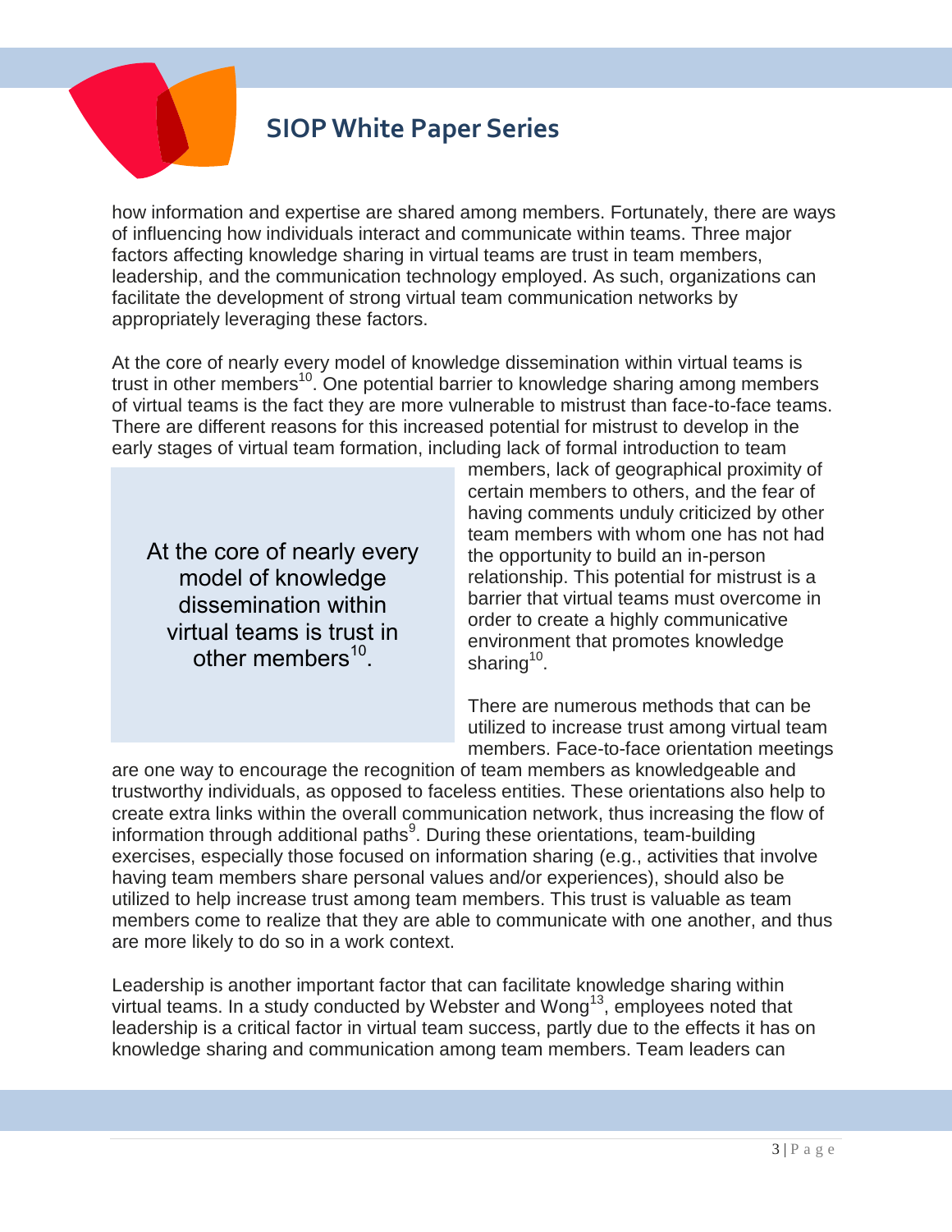how information and expertise are shared among members. Fortunately, there are ways of influencing how individuals interact and communicate within teams. Three major factors affecting knowledge sharing in virtual teams are trust in team members, leadership, and the communication technology employed. As such, organizations can facilitate the development of strong virtual team communication networks by appropriately leveraging these factors.

At the core of nearly every model of knowledge dissemination within virtual teams is trust in other members[10]. One potential barrier to knowledge sharing among members of virtual teams is the fact they are more vulnerable to mistrust than face-to-face teams. There are different reasons for this increased potential for mistrust to develop in the early stages of virtual team formation, including lack of formal introduction to team members, lack of geographical proximity of certain members to others, and the fear of having comments unduly criticized by other team members with whom one has not had the opportunity to build an in-person relationship. This potential for mistrust is a barrier that virtual teams must overcome in order to create a highly communicative environment that promotes knowledge sharing[10].

> At the core of nearly every model of knowledge dissemination within virtual teams is trust in other members[10].

There are numerous methods that can be utilized to increase trust among virtual team members. Face-to-face orientation meetings are one way to encourage the recognition of team members as knowledgeable and trustworthy individuals, as opposed to faceless entities. These orientations also help to create extra links within the overall communication network, thus increasing the flow of information through additional paths[9]. During these orientations, team-building exercises, especially those focused on information sharing (e.g., activities that involve having team members share personal values and/or experiences), should also be utilized to help increase trust among team members. This trust is valuable as team members come to realize that they are able to communicate with one another, and thus are more likely to do so in a work context.

Leadership is another important factor that can facilitate knowledge sharing within virtual teams. In a study conducted by Webster and Wong[13], employees noted that leadership is a critical factor in virtual team success, partly due to the effects it has on knowledge sharing and communication among team members. Team leaders can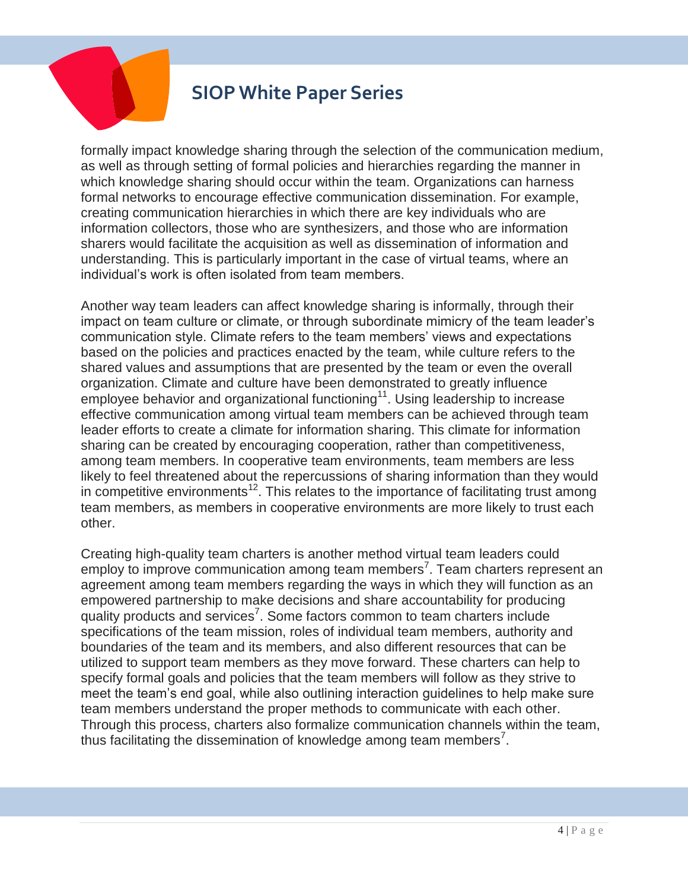formally impact knowledge sharing through the selection of the communication medium, as well as through setting of formal policies and hierarchies regarding the manner in which knowledge sharing should occur within the team. Organizations can harness formal networks to encourage effective communication dissemination. For example, creating communication hierarchies in which there are key individuals who are information collectors, those who are synthesizers, and those who are information sharers would facilitate the acquisition as well as dissemination of information and understanding. This is particularly important in the case of virtual teams, where an individual's work is often isolated from team members.

Another way team leaders can affect knowledge sharing is informally, through their impact on team culture or climate, or through subordinate mimicry of the team leader's communication style. Climate refers to the team members' views and expectations based on the policies and practices enacted by the team, while culture refers to the shared values and assumptions that are presented by the team or even the overall organization. Climate and culture have been demonstrated to greatly influence employee behavior and organizational functioning[11]. Using leadership to increase effective communication among virtual team members can be achieved through team leader efforts to create a climate for information sharing. This climate for information sharing can be created by encouraging cooperation, rather than competitiveness, among team members. In cooperative team environments, team members are less likely to feel threatened about the repercussions of sharing information than they would in competitive environments[12]. This relates to the importance of facilitating trust among team members, as members in cooperative environments are more likely to trust each other.

Creating high-quality team charters is another method virtual team leaders could employ to improve communication among team members[7]. Team charters represent an agreement among team members regarding the ways in which they will function as an empowered partnership to make decisions and share accountability for producing quality products and services[7]. Some factors common to team charters include specifications of the team mission, roles of individual team members, authority and boundaries of the team and its members, and also different resources that can be utilized to support team members as they move forward. These charters can help to specify formal goals and policies that the team members will follow as they strive to meet the team's end goal, while also outlining interaction guidelines to help make sure team members understand the proper methods to communicate with each other. Through this process, charters also formalize communication channels within the team, thus facilitating the dissemination of knowledge among team members[7].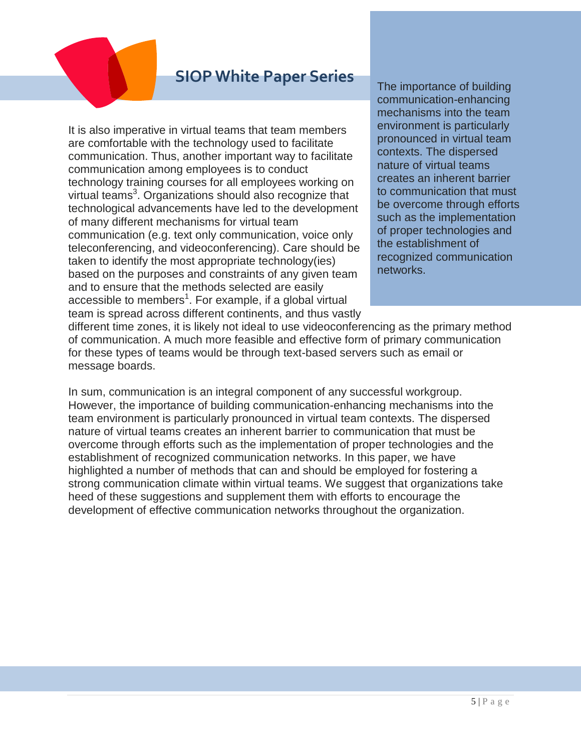It is also imperative in virtual teams that team members are comfortable with the technology used to facilitate communication. Thus, another important way to facilitate communication among employees is to conduct technology training courses for all employees working on virtual teams[3]. Organizations should also recognize that technological advancements have led to the development of many different mechanisms for virtual team communication (e.g. text only communication, voice only teleconferencing, and videoconferencing). Care should be taken to identify the most appropriate technology(ies) based on the purposes and constraints of any given team and to ensure that the methods selected are easily accessible to members[1]. For example, if a global virtual team is spread across different continents, and thus vastly different time zones, it is likely not ideal to use videoconferencing as the primary method of communication. A much more feasible and effective form of primary communication for these types of teams would be through text-based servers such as email or message boards.

> The importance of building communication-enhancing mechanisms into the team environment is particularly pronounced in virtual team contexts. The dispersed nature of virtual teams creates an inherent barrier to communication that must be overcome through efforts such as the implementation of proper technologies and the establishment of recognized communication networks.

In sum, communication is an integral component of any successful workgroup. However, the importance of building communication-enhancing mechanisms into the team environment is particularly pronounced in virtual team contexts. The dispersed nature of virtual teams creates an inherent barrier to communication that must be overcome through efforts such as the implementation of proper technologies and the establishment of recognized communication networks. In this paper, we have highlighted a number of methods that can and should be employed for fostering a strong communication climate within virtual teams. We suggest that organizations take heed of these suggestions and supplement them with efforts to encourage the development of effective communication networks throughout the organization.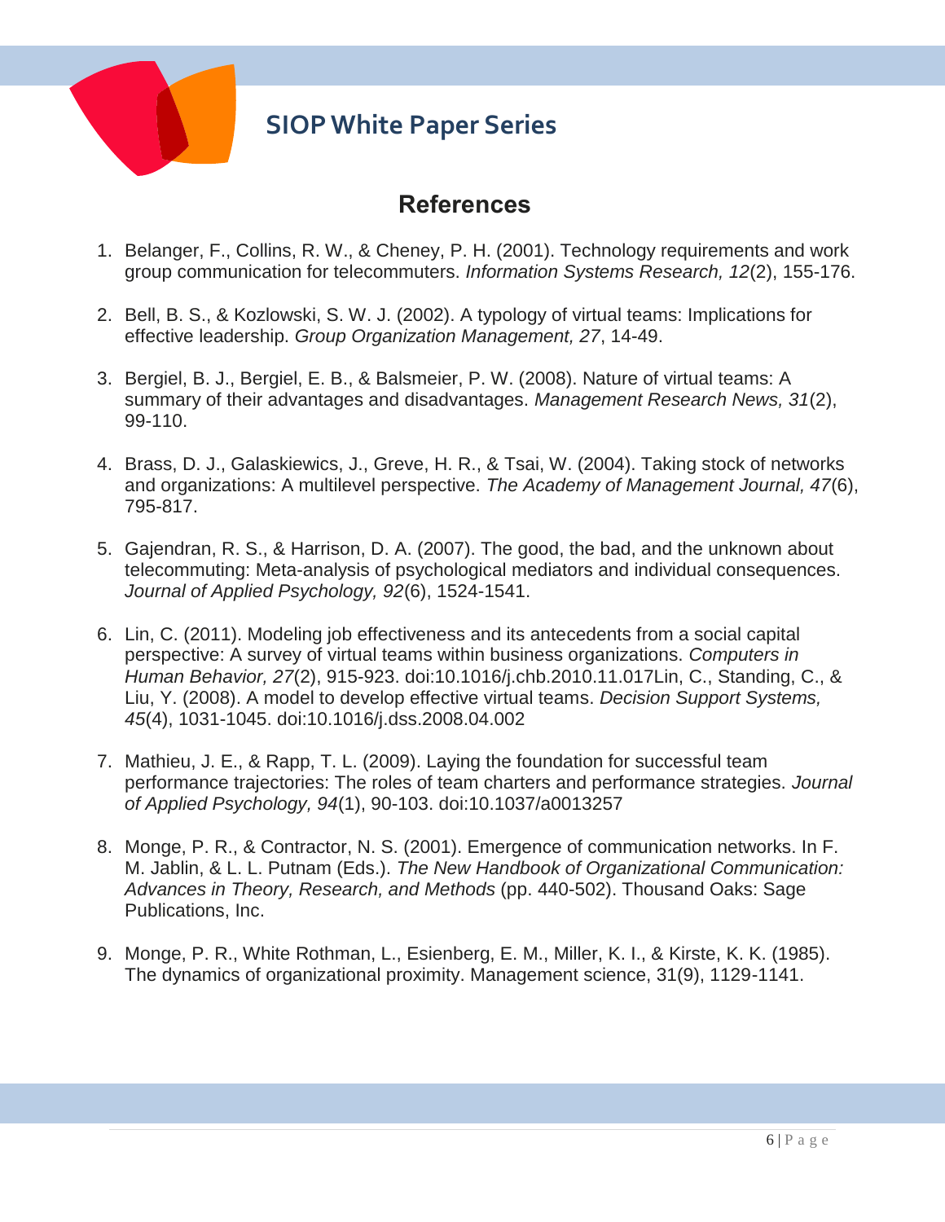## References

1. Belanger, F., Collins, R. W., & Cheney, P. H. (2001). Technology requirements and work group communication for telecommuters. *Information Systems Research, 12*(2), 155-176.

2. Bell, B. S., & Kozlowski, S. W. J. (2002). A typology of virtual teams: Implications for effective leadership. *Group Organization Management, 27*, 14-49.

3. Bergiel, B. J., Bergiel, E. B., & Balsmeier, P. W. (2008). Nature of virtual teams: A summary of their advantages and disadvantages. *Management Research News, 31*(2), 99-110.

4. Brass, D. J., Galaskiewics, J., Greve, H. R., & Tsai, W. (2004). Taking stock of networks and organizations: A multilevel perspective. *The Academy of Management Journal, 47*(6), 795-817.

5. Gajendran, R. S., & Harrison, D. A. (2007). The good, the bad, and the unknown about telecommuting: Meta-analysis of psychological mediators and individual consequences. *Journal of Applied Psychology, 92*(6), 1524-1541.

6. Lin, C. (2011). Modeling job effectiveness and its antecedents from a social capital perspective: A survey of virtual teams within business organizations. *Computers in Human Behavior, 27*(2), 915-923. doi:10.1016/j.chb.2010.11.017Lin, C., Standing, C., & Liu, Y. (2008). A model to develop effective virtual teams. *Decision Support Systems, 45*(4), 1031-1045. doi:10.1016/j.dss.2008.04.002

7. Mathieu, J. E., & Rapp, T. L. (2009). Laying the foundation for successful team performance trajectories: The roles of team charters and performance strategies. *Journal of Applied Psychology, 94*(1), 90-103. doi:10.1037/a0013257

8. Monge, P. R., & Contractor, N. S. (2001). Emergence of communication networks. In F. M. Jablin, & L. L. Putnam (Eds.). *The New Handbook of Organizational Communication: Advances in Theory, Research, and Methods* (pp. 440-502). Thousand Oaks: Sage Publications, Inc.

9. Monge, P. R., White Rothman, L., Esienberg, E. M., Miller, K. I., & Kirste, K. K. (1985). The dynamics of organizational proximity. Management science, 31(9), 1129-1141.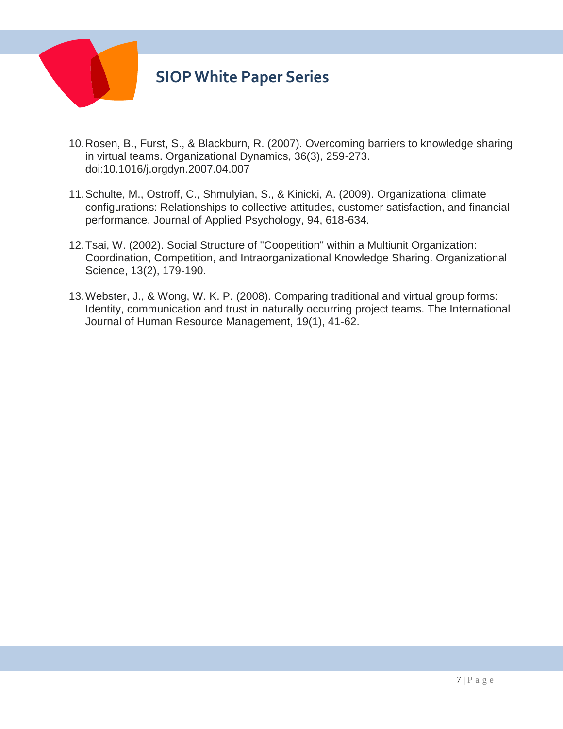10. Rosen, B., Furst, S., & Blackburn, R. (2007). Overcoming barriers to knowledge sharing in virtual teams. Organizational Dynamics, 36(3), 259-273. doi:10.1016/j.orgdyn.2007.04.007

11. Schulte, M., Ostroff, C., Shmulyian, S., & Kinicki, A. (2009). Organizational climate configurations: Relationships to collective attitudes, customer satisfaction, and financial performance. Journal of Applied Psychology, 94, 618-634.

12. Tsai, W. (2002). Social Structure of "Coopetition" within a Multiunit Organization: Coordination, Competition, and Intraorganizational Knowledge Sharing. Organizational Science, 13(2), 179-190.

13. Webster, J., & Wong, W. K. P. (2008). Comparing traditional and virtual group forms: Identity, communication and trust in naturally occurring project teams. The International Journal of Human Resource Management, 19(1), 41-62.